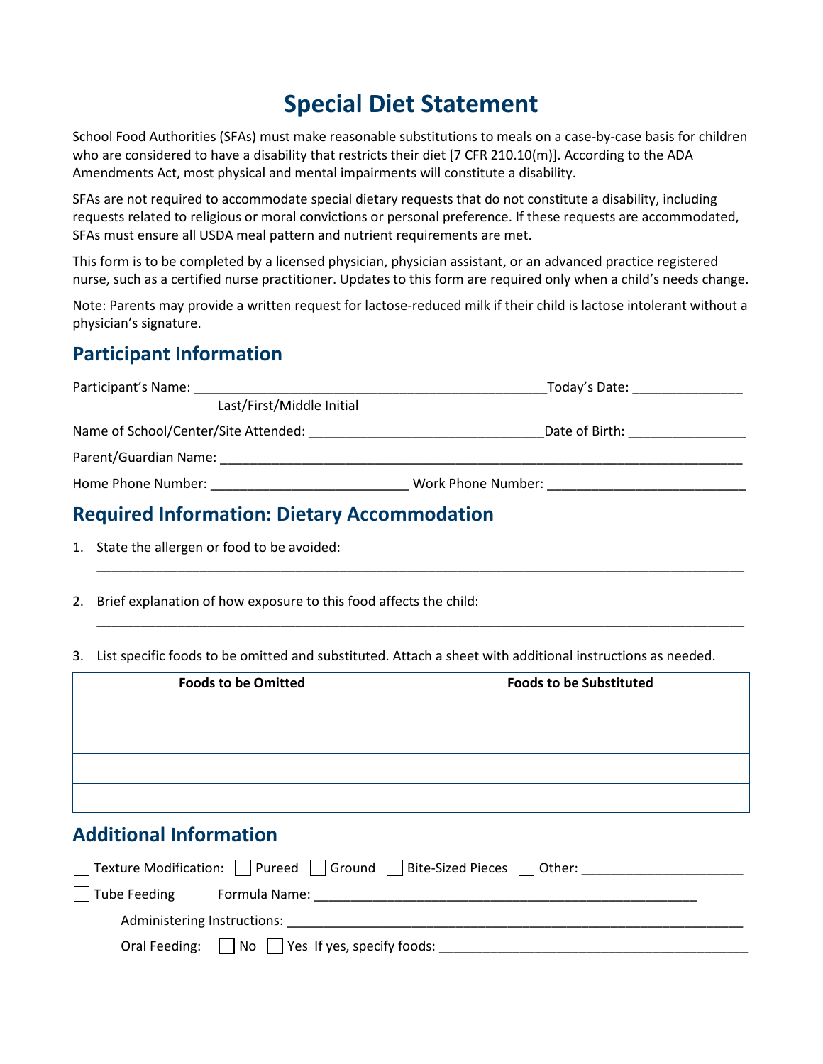# Special Diet Statement

School Food Authorities (SFAs) must make reasonable substitutions to meals on a case-by-case basis for children who are considered to have a disability that restricts their diet [7 CFR 210.10(m)]. According to the ADA Amendments Act, most physical and mental impairments will constitute a disability.

SFAs are not required to accommodate special dietary requests that do not constitute a disability, including requests related to religious or moral convictions or personal preference. If these requests are accommodated, SFAs must ensure all USDA meal pattern and nutrient requirements are met.

This form is to be completed by a licensed physician, physician assistant, or an advanced practice registered nurse, such as a certified nurse practitioner. Updates to this form are required only when a child's needs change.

Note: Parents may provide a written request for lactose-reduced milk if their child is lactose intolerant without a physician's signature.

## Participant Information

Participant's Name: ________________________________________________ Today's Date: _______________

Last/First/Middle Initial

Name of School/Center/Site Attended: ________________________________ Date of Birth: ________________

Parent/Guardian Name: ____________________________________________________________________________

Home Phone Number: ___________________________ Work Phone Number: ___________________________

## Required Information: Dietary Accommodation

1. State the allergen or food to be avoided:

   ____________________________________________________________________________________________

2. Brief explanation of how exposure to this food affects the child:

   ____________________________________________________________________________________________

3. List specific foods to be omitted and substituted. Attach a sheet with additional instructions as needed.

| Foods to be Omitted | Foods to be Substituted |
| --- | --- |
| | |
| | |
| | |
| | |

## Additional Information

☐ Texture Modification: ☐ Pureed ☐ Ground ☐ Bite-Sized Pieces ☐ Other: ______________________

☐ Tube Feeding Formula Name: ______________________________________________________

Administering Instructions: ________________________________________________________________

Oral Feeding: ☐ No ☐ Yes If yes, specify foods: ___________________________________________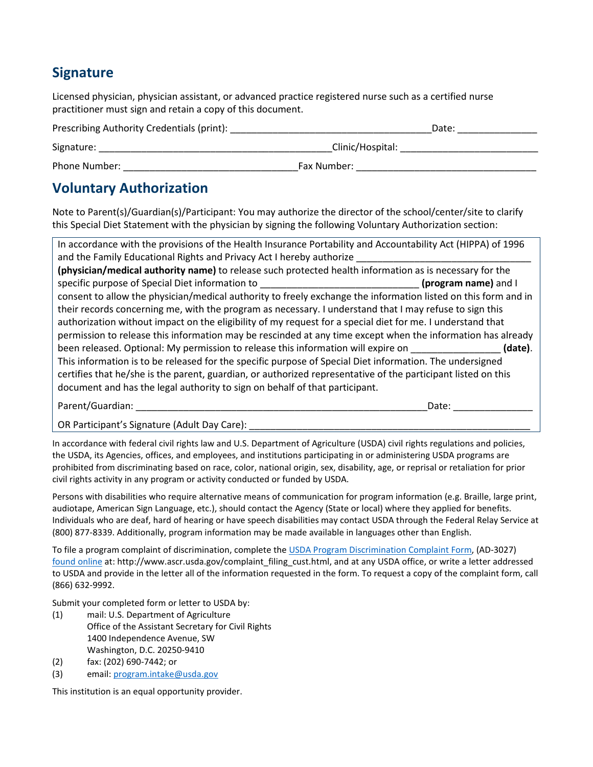## Signature

Licensed physician, physician assistant, or advanced practice registered nurse such as a certified nurse practitioner must sign and retain a copy of this document.

Prescribing Authority Credentials (print): ____________________________________Date: ______________

Signature: __________________________________________Clinic/Hospital: _________________________

Phone Number: _______________________________Fax Number: ________________________________

## Voluntary Authorization

Note to Parent(s)/Guardian(s)/Participant: You may authorize the director of the school/center/site to clarify this Special Diet Statement with the physician by signing the following Voluntary Authorization section:

In accordance with the provisions of the Health Insurance Portability and Accountability Act (HIPPA) of 1996 and the Family Educational Rights and Privacy Act I hereby authorize ______________________________ **(physician/medical authority name)** to release such protected health information as is necessary for the specific purpose of Special Diet information to ___________________________ **(program name)** and I consent to allow the physician/medical authority to freely exchange the information listed on this form and in their records concerning me, with the program as necessary. I understand that I may refuse to sign this authorization without impact on the eligibility of my request for a special diet for me. I understand that permission to release this information may be rescinded at any time except when the information has already been released. Optional: My permission to release this information will expire on _______________ **(date)**. This information is to be released for the specific purpose of Special Diet information. The undersigned certifies that he/she is the parent, guardian, or authorized representative of the participant listed on this document and has the legal authority to sign on behalf of that participant.

Parent/Guardian: ____________________________________________________Date: ______________

OR Participant's Signature (Adult Day Care): ___________________________________________________

In accordance with federal civil rights law and U.S. Department of Agriculture (USDA) civil rights regulations and policies, the USDA, its Agencies, offices, and employees, and institutions participating in or administering USDA programs are prohibited from discriminating based on race, color, national origin, sex, disability, age, or reprisal or retaliation for prior civil rights activity in any program or activity conducted or funded by USDA.

Persons with disabilities who require alternative means of communication for program information (e.g. Braille, large print, audiotape, American Sign Language, etc.), should contact the Agency (State or local) where they applied for benefits. Individuals who are deaf, hard of hearing or have speech disabilities may contact USDA through the Federal Relay Service at (800) 877-8339. Additionally, program information may be made available in languages other than English.

To file a program complaint of discrimination, complete the [USDA Program Discrimination Complaint Form](http://www.ascr.usda.gov/complaint_filing_cust.html), (AD-3027) [found online](http://www.ascr.usda.gov/complaint_filing_cust.html) at: http://www.ascr.usda.gov/complaint_filing_cust.html, and at any USDA office, or write a letter addressed to USDA and provide in the letter all of the information requested in the form. To request a copy of the complaint form, call (866) 632-9992.

Submit your completed form or letter to USDA by:

(1) mail: U.S. Department of Agriculture
Office of the Assistant Secretary for Civil Rights
1400 Independence Avenue, SW
Washington, D.C. 20250-9410

(2) fax: (202) 690-7442; or

(3) email: [program.intake@usda.gov](mailto:program.intake@usda.gov)

This institution is an equal opportunity provider.